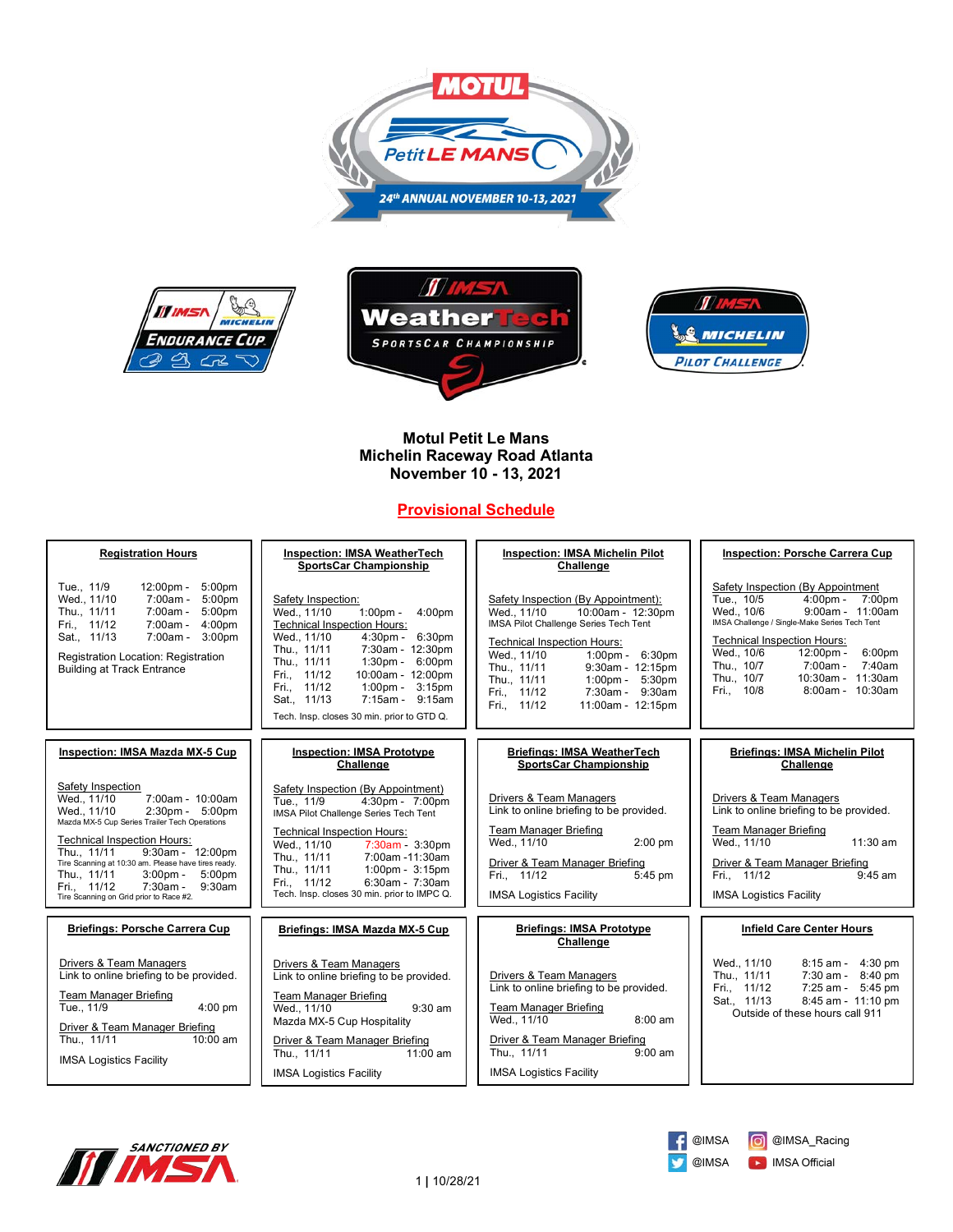# Motul Petit Le Mans
## Michelin Raceway Road Atlanta
## November 10 - 13, 2021

**Provisional Schedule**

### Registration Hours

| | |
|---|---|
| Tue., 11/9 | 12:00pm - 5:00pm |
| Wed., 11/10 | 7:00am - 5:00pm |
| Thu., 11/11 | 7:00am - 5:00pm |
| Fri., 11/12 | 7:00am - 4:00pm |
| Sat., 11/13 | 7:00am - 3:00pm |

Registration Location: Registration Building at Track Entrance

### Inspection: IMSA WeatherTech SportsCar Championship

Safety Inspection:

| | |
|---|---|
| Wed., 11/10 | 1:00pm - 4:00pm |

Technical Inspection Hours:

| | |
|---|---|
| Wed., 11/10 | 4:30pm - 6:30pm |
| Thu., 11/11 | 7:30am - 12:30pm |
| Thu., 11/11 | 1:30pm - 6:00pm |
| Fri., 11/12 | 10:00am - 12:00pm |
| Fri., 11/12 | 1:00pm - 3:15pm |
| Sat., 11/13 | 7:15am - 9:15am |

Tech. Insp. closes 30 min. prior to GTD Q.

### Inspection: IMSA Michelin Pilot Challenge

Safety Inspection (By Appointment):

| | |
|---|---|
| Wed., 11/10 | 10:00am - 12:30pm |

IMSA Pilot Challenge Series Tech Tent

Technical Inspection Hours:

| | |
|---|---|
| Wed., 11/10 | 1:00pm - 6:30pm |
| Thu., 11/11 | 9:30am - 12:15pm |
| Thu., 11/11 | 1:00pm - 5:30pm |
| Fri., 11/12 | 7:30am - 9:30am |
| Fri., 11/12 | 11:00am - 12:15pm |

### Inspection: Porsche Carrera Cup

Safety Inspection (By Appointment

| | |
|---|---|
| Tue., 10/5 | 4:00pm - 7:00pm |
| Wed., 10/6 | 9:00am - 11:00am |

IMSA Challenge / Single-Make Series Tech Tent

Technical Inspection Hours:

| | |
|---|---|
| Wed., 10/6 | 12:00pm - 6:00pm |
| Thu., 10/7 | 7:00am - 7:40am |
| Thu., 10/7 | 10:30am - 11:30am |
| Fri., 10/8 | 8:00am - 10:30am |

### Inspection: IMSA Mazda MX-5 Cup

Safety Inspection

| | |
|---|---|
| Wed., 11/10 | 7:00am - 10:00am |
| Wed., 11/10 | 2:30pm - 5:00pm |

Mazda MX-5 Cup Series Trailer Tech Operations

Technical Inspection Hours:

| | |
|---|---|
| Thu., 11/11 | 9:30am - 12:00pm |

Tire Scanning at 10:30 am. Please have tires ready.

| | |
|---|---|
| Thu., 11/11 | 3:00pm - 5:00pm |
| Fri., 11/12 | 7:30am - 9:30am |

Tire Scanning on Grid prior to Race #2.

### Inspection: IMSA Prototype Challenge

Safety Inspection (By Appointment)

| | |
|---|---|
| Tue., 11/9 | 4:30pm - 7:00pm |

IMSA Pilot Challenge Series Tech Tent

Technical Inspection Hours:

| | |
|---|---|
| Wed., 11/10 | 7:30am - 3:30pm |
| Thu., 11/11 | 7:00am - 11:30am |
| Thu., 11/11 | 1:00pm - 3:15pm |
| Fri., 11/12 | 6:30am - 7:30am |

Tech. Insp. closes 30 min. prior to IMPC Q.

### Briefings: IMSA WeatherTech SportsCar Championship

Drivers & Team Managers
Link to online briefing to be provided.

Team Manager Briefing
Wed., 11/10 — 2:00 pm

Driver & Team Manager Briefing
Fri., 11/12 — 5:45 pm

IMSA Logistics Facility

### Briefings: IMSA Michelin Pilot Challenge

Drivers & Team Managers
Link to online briefing to be provided.

Team Manager Briefing
Wed., 11/10 — 11:30 am

Driver & Team Manager Briefing
Fri., 11/12 — 9:45 am

IMSA Logistics Facility

### Briefings: Porsche Carrera Cup

Drivers & Team Managers
Link to online briefing to be provided.

Team Manager Briefing
Tue., 11/9 — 4:00 pm

Driver & Team Manager Briefing
Thu., 11/11 — 10:00 am

IMSA Logistics Facility

### Briefings: IMSA Mazda MX-5 Cup

Drivers & Team Managers
Link to online briefing to be provided.

Team Manager Briefing
Wed., 11/10 — 9:30 am
Mazda MX-5 Cup Hospitality

Driver & Team Manager Briefing
Thu., 11/11 — 11:00 am

IMSA Logistics Facility

### Briefings: IMSA Prototype Challenge

Drivers & Team Managers
Link to online briefing to be provided.

Team Manager Briefing
Wed., 11/10 — 8:00 am

Driver & Team Manager Briefing
Thu., 11/11 — 9:00 am

IMSA Logistics Facility

### Infield Care Center Hours

| | |
|---|---|
| Wed., 11/10 | 8:15 am - 4:30 pm |
| Thu., 11/11 | 7:30 am - 8:40 pm |
| Fri., 11/12 | 7:25 am - 5:45 pm |
| Sat., 11/13 | 8:45 am - 11:10 pm |

Outside of these hours call 911

@IMSA @IMSA_Racing @IMSA IMSA Official

10/28/21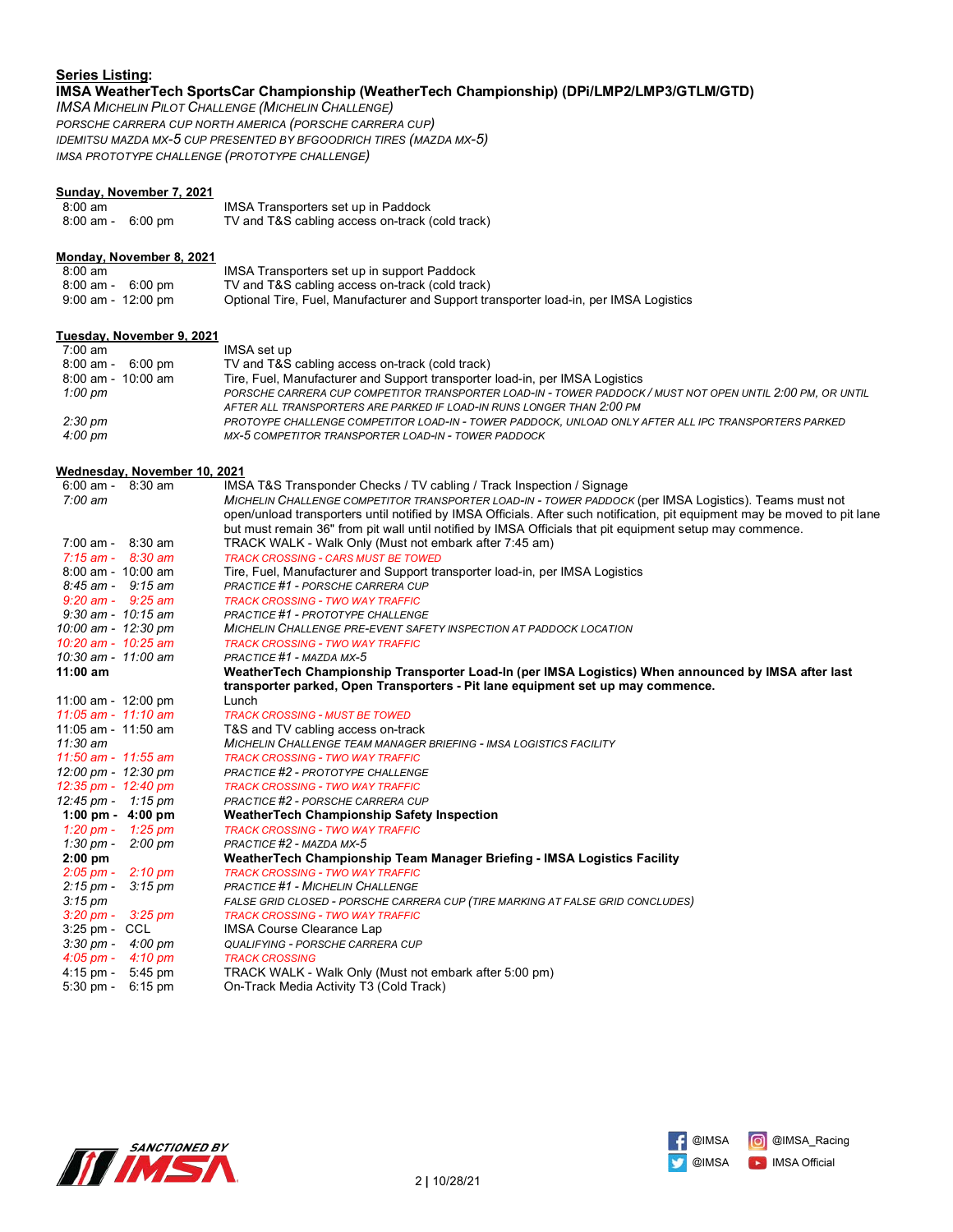**Series Listing**:

**IMSA WeatherTech SportsCar Championship (WeatherTech Championship) (DPi/LMP2/LMP3/GTLM/GTD)**

*IMSA MICHELIN PILOT CHALLENGE (MICHELIN CHALLENGE)*

*PORSCHE CARRERA CUP NORTH AMERICA (PORSCHE CARRERA CUP)*

*IDEMITSU MAZDA MX-5 CUP PRESENTED BY BFGOODRICH TIRES (MAZDA MX-5)*

*IMSA PROTOTYPE CHALLENGE (PROTOTYPE CHALLENGE)*

**Sunday, November 7, 2021**

| | |
|---|---|
| 8:00 am | IMSA Transporters set up in Paddock |
| 8:00 am - 6:00 pm | TV and T&S cabling access on-track (cold track) |

**Monday, November 8, 2021**

| | |
|---|---|
| 8:00 am | IMSA Transporters set up in support Paddock |
| 8:00 am - 6:00 pm | TV and T&S cabling access on-track (cold track) |
| 9:00 am - 12:00 pm | Optional Tire, Fuel, Manufacturer and Support transporter load-in, per IMSA Logistics |

**Tuesday, November 9, 2021**

| | |
|---|---|
| 7:00 am | IMSA set up |
| 8:00 am - 6:00 pm | TV and T&S cabling access on-track (cold track) |
| 8:00 am - 10:00 am | Tire, Fuel, Manufacturer and Support transporter load-in, per IMSA Logistics |
| *1:00 pm* | *PORSCHE CARRERA CUP COMPETITOR TRANSPORTER LOAD-IN - TOWER PADDOCK / MUST NOT OPEN UNTIL 2:00 PM, OR UNTIL AFTER ALL TRANSPORTERS ARE PARKED IF LOAD-IN RUNS LONGER THAN 2:00 PM* |
| *2:30 pm* | *PROTOYPE CHALLENGE COMPETITOR LOAD-IN - TOWER PADDOCK, UNLOAD ONLY AFTER ALL IPC TRANSPORTERS PARKED* |
| *4:00 pm* | *MX-5 COMPETITOR TRANSPORTER LOAD-IN - TOWER PADDOCK* |

**Wednesday, November 10, 2021**

| | |
|---|---|
| 6:00 am - 8:30 am | IMSA T&S Transponder Checks / TV cabling / Track Inspection / Signage |
| *7:00 am* | *MICHELIN CHALLENGE COMPETITOR TRANSPORTER LOAD-IN - TOWER PADDOCK* (per IMSA Logistics). Teams must not open/unload transporters until notified by IMSA Officials. After such notification, pit equipment may be moved to pit lane but must remain 36" from pit wall until notified by IMSA Officials that pit equipment setup may commence. |
| 7:00 am - 8:30 am | TRACK WALK - Walk Only (Must not embark after 7:45 am) |
| *7:15 am - 8:30 am* | *TRACK CROSSING - CARS MUST BE TOWED* |
| 8:00 am - 10:00 am | Tire, Fuel, Manufacturer and Support transporter load-in, per IMSA Logistics |
| *8:45 am - 9:15 am* | *PRACTICE #1 - PORSCHE CARRERA CUP* |
| *9:20 am - 9:25 am* | *TRACK CROSSING - TWO WAY TRAFFIC* |
| *9:30 am - 10:15 am* | *PRACTICE #1 - PROTOTYPE CHALLENGE* |
| *10:00 am - 12:30 pm* | *MICHELIN CHALLENGE PRE-EVENT SAFETY INSPECTION AT PADDOCK LOCATION* |
| *10:20 am - 10:25 am* | *TRACK CROSSING - TWO WAY TRAFFIC* |
| *10:30 am - 11:00 am* | *PRACTICE #1 - MAZDA MX-5* |
| **11:00 am** | **WeatherTech Championship Transporter Load-In (per IMSA Logistics) When announced by IMSA after last transporter parked, Open Transporters - Pit lane equipment set up may commence.** |
| 11:00 am - 12:00 pm | Lunch |
| *11:05 am - 11:10 am* | *TRACK CROSSING - MUST BE TOWED* |
| 11:05 am - 11:50 am | T&S and TV cabling access on-track |
| *11:30 am* | *MICHELIN CHALLENGE TEAM MANAGER BRIEFING - IMSA LOGISTICS FACILITY* |
| *11:50 am - 11:55 am* | *TRACK CROSSING - TWO WAY TRAFFIC* |
| *12:00 pm - 12:30 pm* | *PRACTICE #2 - PROTOTYPE CHALLENGE* |
| *12:35 pm - 12:40 pm* | *TRACK CROSSING - TWO WAY TRAFFIC* |
| *12:45 pm - 1:15 pm* | *PRACTICE #2 - PORSCHE CARRERA CUP* |
| **1:00 pm - 4:00 pm** | **WeatherTech Championship Safety Inspection** |
| *1:20 pm - 1:25 pm* | *TRACK CROSSING - TWO WAY TRAFFIC* |
| *1:30 pm - 2:00 pm* | *PRACTICE #2 - MAZDA MX-5* |
| **2:00 pm** | **WeatherTech Championship Team Manager Briefing - IMSA Logistics Facility** |
| *2:05 pm - 2:10 pm* | *TRACK CROSSING - TWO WAY TRAFFIC* |
| *2:15 pm - 3:15 pm* | *PRACTICE #1 - MICHELIN CHALLENGE* |
| *3:15 pm* | *FALSE GRID CLOSED - PORSCHE CARRERA CUP (TIRE MARKING AT FALSE GRID CONCLUDES)* |
| *3:20 pm - 3:25 pm* | *TRACK CROSSING - TWO WAY TRAFFIC* |
| 3:25 pm - CCL | IMSA Course Clearance Lap |
| *3:30 pm - 4:00 pm* | *QUALIFYING - PORSCHE CARRERA CUP* |
| *4:05 pm - 4:10 pm* | *TRACK CROSSING* |
| 4:15 pm - 5:45 pm | TRACK WALK - Walk Only (Must not embark after 5:00 pm) |
| 5:30 pm - 6:15 pm | On-Track Media Activity T3 (Cold Track) |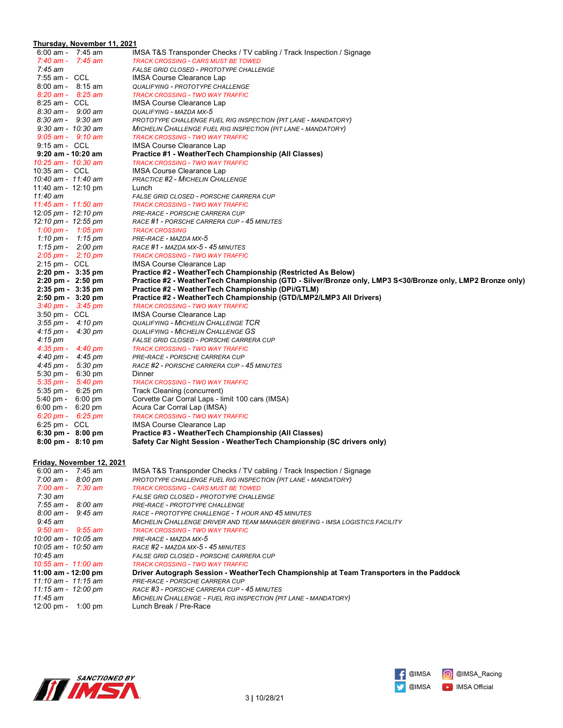**Thursday, November 11, 2021**

| Time | Event |
|---|---|
| 6:00 am - 7:45 am | IMSA T&S Transponder Checks / TV cabling / Track Inspection / Signage |
| *7:40 am - 7:45 am* | *TRACK CROSSING - CARS MUST BE TOWED* |
| *7:45 am* | *FALSE GRID CLOSED - PROTOTYPE CHALLENGE* |
| 7:55 am - CCL | IMSA Course Clearance Lap |
| *8:00 am - 8:15 am* | *QUALIFYING - PROTOTYPE CHALLENGE* |
| *8:20 am - 8:25 am* | *TRACK CROSSING - TWO WAY TRAFFIC* |
| 8:25 am - CCL | IMSA Course Clearance Lap |
| *8:30 am - 9:00 am* | *QUALIFYING - MAZDA MX-5* |
| *8:30 am - 9:30 am* | *PROTOTYPE CHALLENGE FUEL RIG INSPECTION (PIT LANE - MANDATORY)* |
| *9:30 am - 10:30 am* | *MICHELIN CHALLENGE FUEL RIG INSPECTION (PIT LANE - MANDATORY)* |
| *9:05 am - 9:10 am* | *TRACK CROSSING - TWO WAY TRAFFIC* |
| 9:15 am - CCL | IMSA Course Clearance Lap |
| **9:20 am - 10:20 am** | **Practice #1 - WeatherTech Championship (All Classes)** |
| *10:25 am - 10:30 am* | *TRACK CROSSING - TWO WAY TRAFFIC* |
| 10:35 am - CCL | IMSA Course Clearance Lap |
| *10:40 am - 11:40 am* | *PRACTICE #2 - MICHELIN CHALLENGE* |
| 11:40 am - 12:10 pm | Lunch |
| *11:40 am* | *FALSE GRID CLOSED - PORSCHE CARRERA CUP* |
| *11:45 am - 11:50 am* | *TRACK CROSSING - TWO WAY TRAFFIC* |
| *12:05 pm - 12:10 pm* | *PRE-RACE - PORSCHE CARRERA CUP* |
| *12:10 pm - 12:55 pm* | *RACE #1 - PORSCHE CARRERA CUP - 45 MINUTES* |
| *1:00 pm - 1:05 pm* | *TRACK CROSSING* |
| *1:10 pm - 1:15 pm* | *PRE-RACE - MAZDA MX-5* |
| *1:15 pm - 2:00 pm* | *RACE #1 - MAZDA MX-5 - 45 MINUTES* |
| *2:05 pm - 2:10 pm* | *TRACK CROSSING - TWO WAY TRAFFIC* |
| 2:15 pm - CCL | IMSA Course Clearance Lap |
| **2:20 pm - 3:35 pm** | **Practice #2 - WeatherTech Championship (Restricted As Below)** |
| **2:20 pm - 2:50 pm** | **Practice #2 - WeatherTech Championship (GTD - Silver/Bronze only, LMP3 S<30/Bronze only, LMP2 Bronze only)** |
| **2:35 pm - 3:35 pm** | **Practice #2 - WeatherTech Championship (DPi/GTLM)** |
| **2:50 pm - 3:20 pm** | **Practice #2 - WeatherTech Championship (GTD/LMP2/LMP3 All Drivers)** |
| *3:40 pm - 3:45 pm* | *TRACK CROSSING - TWO WAY TRAFFIC* |
| 3:50 pm - CCL | IMSA Course Clearance Lap |
| *3:55 pm - 4:10 pm* | *QUALIFYING - MICHELIN CHALLENGE TCR* |
| *4:15 pm - 4:30 pm* | *QUALIFYING - MICHELIN CHALLENGE GS* |
| *4:15 pm* | *FALSE GRID CLOSED - PORSCHE CARRERA CUP* |
| *4:35 pm - 4:40 pm* | *TRACK CROSSING - TWO WAY TRAFFIC* |
| *4:40 pm - 4:45 pm* | *PRE-RACE - PORSCHE CARRERA CUP* |
| *4:45 pm - 5:30 pm* | *RACE #2 - PORSCHE CARRERA CUP - 45 MINUTES* |
| 5:30 pm - 6:30 pm | Dinner |
| *5:35 pm - 5:40 pm* | *TRACK CROSSING - TWO WAY TRAFFIC* |
| 5:35 pm - 6:25 pm | Track Cleaning (concurrent) |
| 5:40 pm - 6:00 pm | Corvette Car Corral Laps - limit 100 cars (IMSA) |
| 6:00 pm - 6:20 pm | Acura Car Corral Lap (IMSA) |
| *6:20 pm - 6:25 pm* | *TRACK CROSSING - TWO WAY TRAFFIC* |
| 6:25 pm - CCL | IMSA Course Clearance Lap |
| **6:30 pm - 8:00 pm** | **Practice #3 - WeatherTech Championship (All Classes)** |
| **8:00 pm - 8:10 pm** | **Safety Car Night Session - WeatherTech Championship (SC drivers only)** |

**Friday, November 12, 2021**

| Time | Event |
|---|---|
| 6:00 am - 7:45 am | IMSA T&S Transponder Checks / TV cabling / Track Inspection / Signage |
| *7:00 am - 8:00 pm* | *PROTOTYPE CHALLENGE FUEL RIG INSPECTION (PIT LANE - MANDATORY)* |
| *7:00 am - 7:30 am* | *TRACK CROSSING - CARS MUST BE TOWED* |
| *7:30 am* | *FALSE GRID CLOSED - PROTOTYPE CHALLENGE* |
| *7:55 am - 8:00 am* | *PRE-RACE - PROTOTYPE CHALLENGE* |
| *8:00 am - 9:45 am* | *RACE - PROTOTYPE CHALLENGE - 1 HOUR AND 45 MINUTES* |
| *9:45 am* | *MICHELIN CHALLENGE DRIVER AND TEAM MANAGER BRIEFING - IMSA LOGISTICS FACILITY* |
| *9:50 am - 9:55 am* | *TRACK CROSSING - TWO WAY TRAFFIC* |
| *10:00 am - 10:05 am* | *PRE-RACE - MAZDA MX-5* |
| *10:05 am - 10:50 am* | *RACE #2 - MAZDA MX-5 - 45 MINUTES* |
| *10:45 am* | *FALSE GRID CLOSED - PORSCHE CARRERA CUP* |
| *10:55 am - 11:00 am* | *TRACK CROSSING - TWO WAY TRAFFIC* |
| **11:00 am - 12:00 pm** | **Driver Autograph Session - WeatherTech Championship at Team Transporters in the Paddock** |
| *11:10 am - 11:15 am* | *PRE-RACE - PORSCHE CARRERA CUP* |
| *11:15 am - 12:00 pm* | *RACE #3 - PORSCHE CARRERA CUP - 45 MINUTES* |
| *11:45 am* | *MICHELIN CHALLENGE - FUEL RIG INSPECTION (PIT LANE - MANDATORY)* |
| 12:00 pm - 1:00 pm | Lunch Break / Pre-Race |

SANCTIONED BY IMSA

@IMSA @IMSA_Racing
@IMSA IMSA Official

10/28/21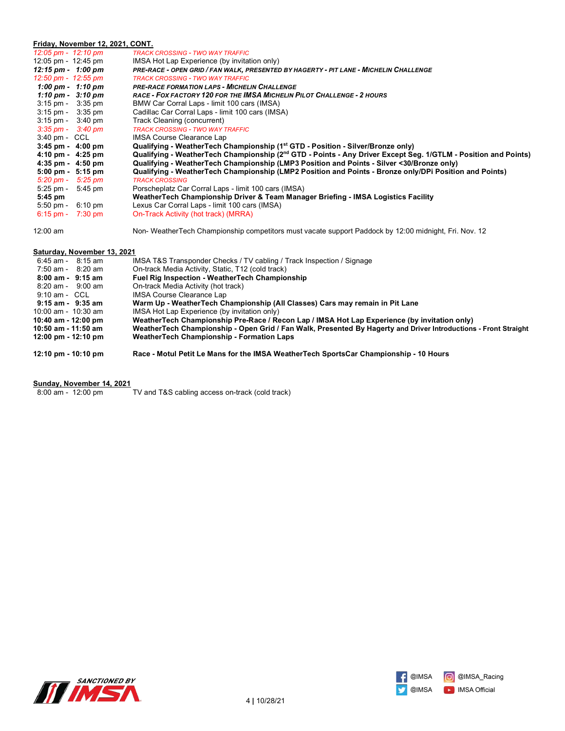**Friday, November 12, 2021, CONT.**

| | |
|---|---|
| *12:05 pm - 12:10 pm* | *TRACK CROSSING - TWO WAY TRAFFIC* |
| 12:05 pm - 12:45 pm | IMSA Hot Lap Experience (by invitation only) |
| ***12:15 pm - 1:00 pm*** | ***PRE-RACE - OPEN GRID / FAN WALK, PRESENTED BY HAGERTY - PIT LANE - MICHELIN CHALLENGE*** |
| *12:50 pm - 12:55 pm* | *TRACK CROSSING - TWO WAY TRAFFIC* |
| ***1:00 pm - 1:10 pm*** | ***PRE-RACE FORMATION LAPS - MICHELIN CHALLENGE*** |
| ***1:10 pm - 3:10 pm*** | ***RACE - FOX FACTORY 120 FOR THE IMSA MICHELIN PILOT CHALLENGE - 2 HOURS*** |
| 3:15 pm - 3:35 pm | BMW Car Corral Laps - limit 100 cars (IMSA) |
| 3:15 pm - 3:35 pm | Cadillac Car Corral Laps - limit 100 cars (IMSA) |
| 3:15 pm - 3:40 pm | Track Cleaning (concurrent) |
| *3:35 pm - 3:40 pm* | *TRACK CROSSING - TWO WAY TRAFFIC* |
| 3:40 pm - CCL | IMSA Course Clearance Lap |
| **3:45 pm - 4:00 pm** | **Qualifying - WeatherTech Championship (1st GTD - Position - Silver/Bronze only)** |
| **4:10 pm - 4:25 pm** | **Qualifying - WeatherTech Championship (2nd GTD - Points - Any Driver Except Seg. 1/GTLM - Position and Points)** |
| **4:35 pm - 4:50 pm** | **Qualifying - WeatherTech Championship (LMP3 Position and Points - Silver <30/Bronze only)** |
| **5:00 pm - 5:15 pm** | **Qualifying - WeatherTech Championship (LMP2 Position and Points - Bronze only/DPi Position and Points)** |
| *5:20 pm - 5:25 pm* | *TRACK CROSSING* |
| 5:25 pm - 5:45 pm | Porscheplatz Car Corral Laps - limit 100 cars (IMSA) |
| **5:45 pm** | **WeatherTech Championship Driver & Team Manager Briefing - IMSA Logistics Facility** |
| 5:50 pm - 6:10 pm | Lexus Car Corral Laps - limit 100 cars (IMSA) |
| 6:15 pm - 7:30 pm | On-Track Activity (hot track) (MRRA) |
| | |
| 12:00 am | Non- WeatherTech Championship competitors must vacate support Paddock by 12:00 midnight, Fri. Nov. 12 |

**Saturday, November 13, 2021**

| | |
|---|---|
| 6:45 am - 8:15 am | IMSA T&S Transponder Checks / TV cabling / Track Inspection / Signage |
| 7:50 am - 8:20 am | On-track Media Activity, Static, T12 (cold track) |
| **8:00 am - 9:15 am** | **Fuel Rig Inspection - WeatherTech Championship** |
| 8:20 am - 9:00 am | On-track Media Activity (hot track) |
| 9:10 am - CCL | IMSA Course Clearance Lap |
| **9:15 am - 9:35 am** | **Warm Up - WeatherTech Championship (All Classes) Cars may remain in Pit Lane** |
| 10:00 am - 10:30 am | IMSA Hot Lap Experience (by invitation only) |
| **10:40 am - 12:00 pm** | **WeatherTech Championship Pre-Race / Recon Lap / IMSA Hot Lap Experience (by invitation only)** |
| **10:50 am - 11:50 am** | **WeatherTech Championship - Open Grid / Fan Walk, Presented By Hagerty and Driver Introductions - Front Straight** |
| **12:00 pm - 12:10 pm** | **WeatherTech Championship - Formation Laps** |
| | |
| **12:10 pm - 10:10 pm** | **Race - Motul Petit Le Mans for the IMSA WeatherTech SportsCar Championship - 10 Hours** |

**Sunday, November 14, 2021**

| | |
|---|---|
| 8:00 am - 12:00 pm | TV and T&S cabling access on-track (cold track) |

SANCTIONED BY IMSA

@IMSA @IMSA_Racing @IMSA IMSA Official

10/28/21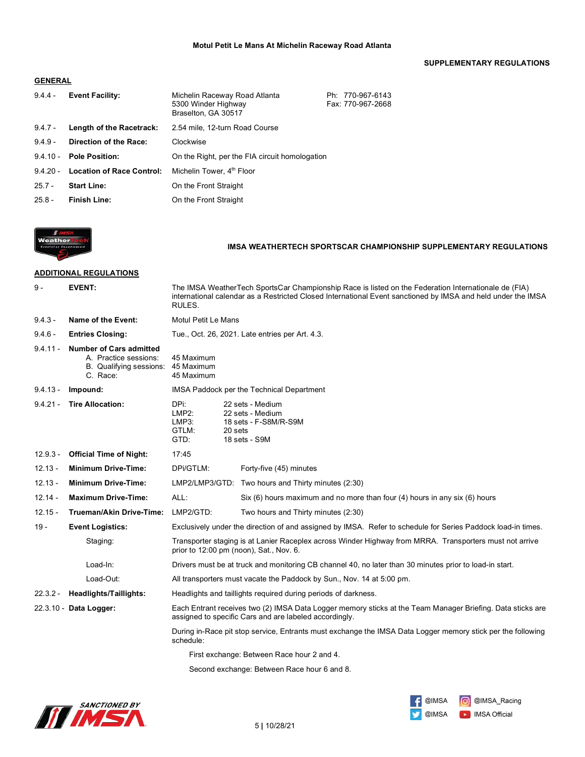Motul Petit Le Mans At Michelin Raceway Road Atlanta

**SUPPLEMENTARY REGULATIONS**

## GENERAL

| | | | |
|---|---|---|---|
| 9.4.4 - | **Event Facility:** | Michelin Raceway Road Atlanta<br>5300 Winder Highway<br>Braselton, GA 30517 | Ph: 770-967-6143<br>Fax: 770-967-2668 |
| 9.4.7 - | **Length of the Racetrack:** | 2.54 mile, 12-turn Road Course | |
| 9.4.9 - | **Direction of the Race:** | Clockwise | |
| 9.4.10 - | **Pole Position:** | On the Right, per the FIA circuit homologation | |
| 9.4.20 - | **Location of Race Control:** | Michelin Tower, 4th Floor | |
| 25.7 - | **Start Line:** | On the Front Straight | |
| 25.8 - | **Finish Line:** | On the Front Straight | |

**IMSA WEATHERTECH SPORTSCAR CHAMPIONSHIP SUPPLEMENTARY REGULATIONS**

## ADDITIONAL REGULATIONS

**9 - EVENT:** The IMSA WeatherTech SportsCar Championship Race is listed on the Federation Internationale de (FIA) international calendar as a Restricted Closed International Event sanctioned by IMSA and held under the IMSA RULES.

**9.4.3 - Name of the Event:** Motul Petit Le Mans

**9.4.6 - Entries Closing:** Tue., Oct. 26, 2021. Late entries per Art. 4.3.

**9.4.11 - Number of Cars admitted**

A. Practice sessions: 45 Maximum
B. Qualifying sessions: 45 Maximum
C. Race: 45 Maximum

**9.4.13 - Impound:** IMSA Paddock per the Technical Department

**9.4.21 - Tire Allocation:**

| Class | Allocation |
|---|---|
| DPi: | 22 sets - Medium |
| LMP2: | 22 sets - Medium |
| LMP3: | 18 sets - F-S8M/R-S9M |
| GTLM: | 20 sets |
| GTD: | 18 sets - S9M |

**12.9.3 - Official Time of Night:** 17:45

**12.13 - Minimum Drive-Time:** DPi/GTLM: Forty-five (45) minutes

**12.13 - Minimum Drive-Time:** LMP2/LMP3/GTD: Two hours and Thirty minutes (2:30)

**12.14 - Maximum Drive-Time:** ALL: Six (6) hours maximum and no more than four (4) hours in any six (6) hours

**12.15 - Trueman/Akin Drive-Time:** LMP2/GTD: Two hours and Thirty minutes (2:30)

**19 - Event Logistics:** Exclusively under the direction of and assigned by IMSA. Refer to schedule for Series Paddock load-in times.

Staging: Transporter staging is at Lanier Raceplex across Winder Highway from MRRA. Transporters must not arrive prior to 12:00 pm (noon), Sat., Nov. 6.

Load-In: Drivers must be at truck and monitoring CB channel 40, no later than 30 minutes prior to load-in start.

Load-Out: All transporters must vacate the Paddock by Sun., Nov. 14 at 5:00 pm.

**22.3.2 - Headlights/Taillights:** Headlights and taillights required during periods of darkness.

**22.3.10 - Data Logger:** Each Entrant receives two (2) IMSA Data Logger memory sticks at the Team Manager Briefing. Data sticks are assigned to specific Cars and are labeled accordingly.

During in-Race pit stop service, Entrants must exchange the IMSA Data Logger memory stick per the following schedule:

First exchange: Between Race hour 2 and 4.

Second exchange: Between Race hour 6 and 8.

@IMSA @IMSA_Racing @IMSA IMSA Official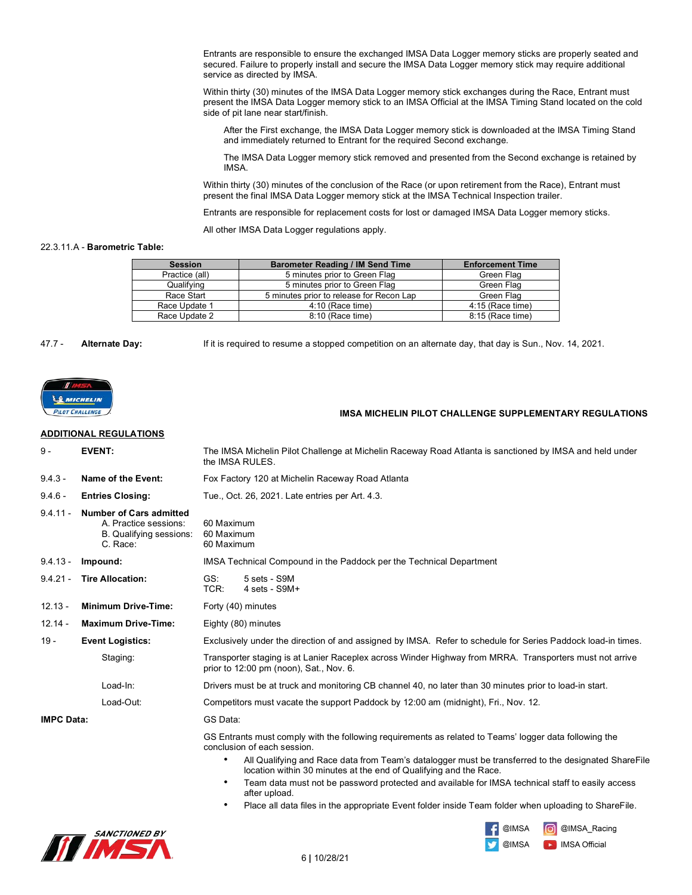Entrants are responsible to ensure the exchanged IMSA Data Logger memory sticks are properly seated and secured. Failure to properly install and secure the IMSA Data Logger memory stick may require additional service as directed by IMSA.

Within thirty (30) minutes of the IMSA Data Logger memory stick exchanges during the Race, Entrant must present the IMSA Data Logger memory stick to an IMSA Official at the IMSA Timing Stand located on the cold side of pit lane near start/finish.

> After the First exchange, the IMSA Data Logger memory stick is downloaded at the IMSA Timing Stand and immediately returned to Entrant for the required Second exchange.
>
> The IMSA Data Logger memory stick removed and presented from the Second exchange is retained by IMSA.

Within thirty (30) minutes of the conclusion of the Race (or upon retirement from the Race), Entrant must present the final IMSA Data Logger memory stick at the IMSA Technical Inspection trailer.

Entrants are responsible for replacement costs for lost or damaged IMSA Data Logger memory sticks.

All other IMSA Data Logger regulations apply.

22.3.11.A - **Barometric Table:**

| Session | Barometer Reading / IM Send Time | Enforcement Time |
|---|---|---|
| Practice (all) | 5 minutes prior to Green Flag | Green Flag |
| Qualifying | 5 minutes prior to Green Flag | Green Flag |
| Race Start | 5 minutes prior to release for Recon Lap | Green Flag |
| Race Update 1 | 4:10 (Race time) | 4:15 (Race time) |
| Race Update 2 | 8:10 (Race time) | 8:15 (Race time) |

47.7 - **Alternate Day:** If it is required to resume a stopped competition on an alternate day, that day is Sun., Nov. 14, 2021.

## IMSA MICHELIN PILOT CHALLENGE SUPPLEMENTARY REGULATIONS

**ADDITIONAL REGULATIONS**

9 - **EVENT:** The IMSA Michelin Pilot Challenge at Michelin Raceway Road Atlanta is sanctioned by IMSA and held under the IMSA RULES.

9.4.3 - **Name of the Event:** Fox Factory 120 at Michelin Raceway Road Atlanta

9.4.6 - **Entries Closing:** Tue., Oct. 26, 2021. Late entries per Art. 4.3.

9.4.11 - **Number of Cars admitted**
- A. Practice sessions: 60 Maximum
- B. Qualifying sessions: 60 Maximum
- C. Race: 60 Maximum

9.4.13 - **Impound:** IMSA Technical Compound in the Paddock per the Technical Department

9.4.21 - **Tire Allocation:**
- GS: 5 sets - S9M
- TCR: 4 sets - S9M+

12.13 - **Minimum Drive-Time:** Forty (40) minutes

12.14 - **Maximum Drive-Time:** Eighty (80) minutes

19 - **Event Logistics:** Exclusively under the direction of and assigned by IMSA. Refer to schedule for Series Paddock load-in times.

Staging: Transporter staging is at Lanier Raceplex across Winder Highway from MRRA. Transporters must not arrive prior to 12:00 pm (noon), Sat., Nov. 6.

Load-In: Drivers must be at truck and monitoring CB channel 40, no later than 30 minutes prior to load-in start.

Load-Out: Competitors must vacate the support Paddock by 12:00 am (midnight), Fri., Nov. 12.

**IMPC Data:** GS Data:

GS Entrants must comply with the following requirements as related to Teams' logger data following the conclusion of each session.

- All Qualifying and Race data from Team's datalogger must be transferred to the designated ShareFile location within 30 minutes at the end of Qualifying and the Race.
- Team data must not be password protected and available for IMSA technical staff to easily access after upload.
- Place all data files in the appropriate Event folder inside Team folder when uploading to ShareFile.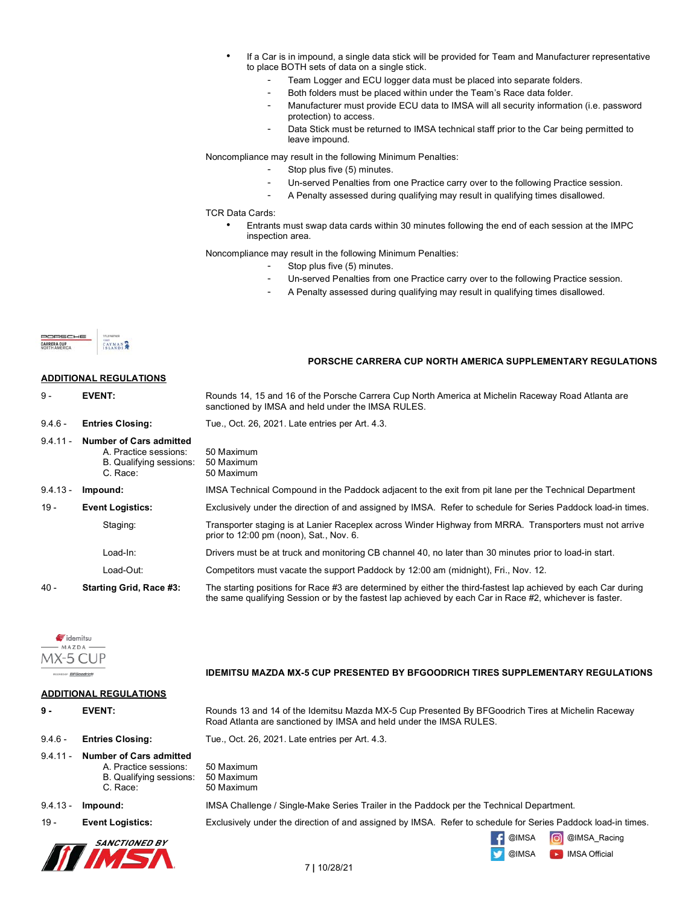- If a Car is in impound, a single data stick will be provided for Team and Manufacturer representative to place BOTH sets of data on a single stick.
  - Team Logger and ECU logger data must be placed into separate folders.
  - Both folders must be placed within under the Team's Race data folder.
  - Manufacturer must provide ECU data to IMSA will all security information (i.e. password protection) to access.
  - Data Stick must be returned to IMSA technical staff prior to the Car being permitted to leave impound.

Noncompliance may result in the following Minimum Penalties:

- Stop plus five (5) minutes.
- Un-served Penalties from one Practice carry over to the following Practice session.
- A Penalty assessed during qualifying may result in qualifying times disallowed.

TCR Data Cards:

- Entrants must swap data cards within 30 minutes following the end of each session at the IMPC inspection area.

Noncompliance may result in the following Minimum Penalties:

- Stop plus five (5) minutes.
- Un-served Penalties from one Practice carry over to the following Practice session.
- A Penalty assessed during qualifying may result in qualifying times disallowed.

## PORSCHE CARRERA CUP NORTH AMERICA SUPPLEMENTARY REGULATIONS

### ADDITIONAL REGULATIONS

| | | |
|---|---|---|
| 9 - | **EVENT:** | Rounds 14, 15 and 16 of the Porsche Carrera Cup North America at Michelin Raceway Road Atlanta are sanctioned by IMSA and held under the IMSA RULES. |
| 9.4.6 - | **Entries Closing:** | Tue., Oct. 26, 2021. Late entries per Art. 4.3. |
| 9.4.11 - | **Number of Cars admitted** | |
| | A. Practice sessions: | 50 Maximum |
| | B. Qualifying sessions: | 50 Maximum |
| | C. Race: | 50 Maximum |
| 9.4.13 - | **Impound:** | IMSA Technical Compound in the Paddock adjacent to the exit from pit lane per the Technical Department |
| 19 - | **Event Logistics:** | Exclusively under the direction of and assigned by IMSA. Refer to schedule for Series Paddock load-in times. |
| | Staging: | Transporter staging is at Lanier Raceplex across Winder Highway from MRRA. Transporters must not arrive prior to 12:00 pm (noon), Sat., Nov. 6. |
| | Load-In: | Drivers must be at truck and monitoring CB channel 40, no later than 30 minutes prior to load-in start. |
| | Load-Out: | Competitors must vacate the support Paddock by 12:00 am (midnight), Fri., Nov. 12. |
| 40 - | **Starting Grid, Race #3:** | The starting positions for Race #3 are determined by either the third-fastest lap achieved by each Car during the same qualifying Session or by the fastest lap achieved by each Car in Race #2, whichever is faster. |

## IDEMITSU MAZDA MX-5 CUP PRESENTED BY BFGOODRICH TIRES SUPPLEMENTARY REGULATIONS

### ADDITIONAL REGULATIONS

| | | |
|---|---|---|
| **9 -** | **EVENT:** | Rounds 13 and 14 of the Idemitsu Mazda MX-5 Cup Presented By BFGoodrich Tires at Michelin Raceway Road Atlanta are sanctioned by IMSA and held under the IMSA RULES. |
| 9.4.6 - | **Entries Closing:** | Tue., Oct. 26, 2021. Late entries per Art. 4.3. |
| 9.4.11 - | **Number of Cars admitted** | |
| | A. Practice sessions: | 50 Maximum |
| | B. Qualifying sessions: | 50 Maximum |
| | C. Race: | 50 Maximum |
| 9.4.13 - | **Impound:** | IMSA Challenge / Single-Make Series Trailer in the Paddock per the Technical Department. |
| 19 - | **Event Logistics:** | Exclusively under the direction of and assigned by IMSA. Refer to schedule for Series Paddock load-in times. |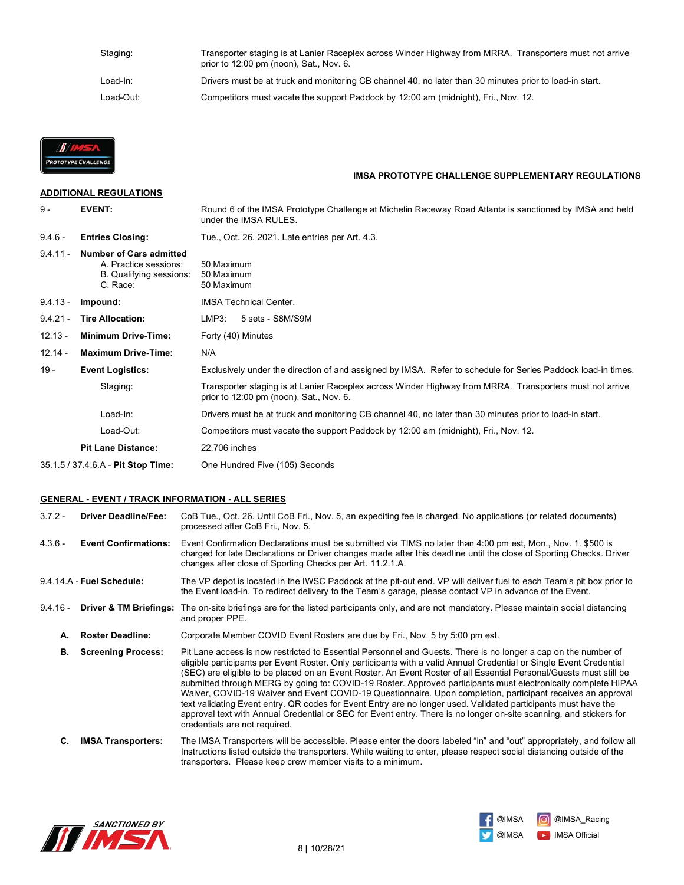| | |
|---|---|
| Staging: | Transporter staging is at Lanier Raceplex across Winder Highway from MRRA. Transporters must not arrive prior to 12:00 pm (noon), Sat., Nov. 6. |
| Load-In: | Drivers must be at truck and monitoring CB channel 40, no later than 30 minutes prior to load-in start. |
| Load-Out: | Competitors must vacate the support Paddock by 12:00 am (midnight), Fri., Nov. 12. |

## IMSA PROTOTYPE CHALLENGE SUPPLEMENTARY REGULATIONS

### ADDITIONAL REGULATIONS

| | | |
|---|---|---|
| 9 - | **EVENT:** | Round 6 of the IMSA Prototype Challenge at Michelin Raceway Road Atlanta is sanctioned by IMSA and held under the IMSA RULES. |
| 9.4.6 - | **Entries Closing:** | Tue., Oct. 26, 2021. Late entries per Art. 4.3. |
| 9.4.11 - | **Number of Cars admitted** | |
| | A. Practice sessions: | 50 Maximum |
| | B. Qualifying sessions: | 50 Maximum |
| | C. Race: | 50 Maximum |
| 9.4.13 - | **Impound:** | IMSA Technical Center. |
| 9.4.21 - | **Tire Allocation:** | LMP3: 5 sets - S8M/S9M |
| 12.13 - | **Minimum Drive-Time:** | Forty (40) Minutes |
| 12.14 - | **Maximum Drive-Time:** | N/A |
| 19 - | **Event Logistics:** | Exclusively under the direction of and assigned by IMSA. Refer to schedule for Series Paddock load-in times. |
| | Staging: | Transporter staging is at Lanier Raceplex across Winder Highway from MRRA. Transporters must not arrive prior to 12:00 pm (noon), Sat., Nov. 6. |
| | Load-In: | Drivers must be at truck and monitoring CB channel 40, no later than 30 minutes prior to load-in start. |
| | Load-Out: | Competitors must vacate the support Paddock by 12:00 am (midnight), Fri., Nov. 12. |
| | **Pit Lane Distance:** | 22,706 inches |
| 35.1.5 / 37.4.6.A - | **Pit Stop Time:** | One Hundred Five (105) Seconds |

### GENERAL - EVENT / TRACK INFORMATION - ALL SERIES

| | | |
|---|---|---|
| 3.7.2 - | **Driver Deadline/Fee:** | CoB Tue., Oct. 26. Until CoB Fri., Nov. 5, an expediting fee is charged. No applications (or related documents) processed after CoB Fri., Nov. 5. |
| 4.3.6 - | **Event Confirmations:** | Event Confirmation Declarations must be submitted via TIMS no later than 4:00 pm est, Mon., Nov. 1. $500 is charged for late Declarations or Driver changes made after this deadline until the close of Sporting Checks. Driver changes after close of Sporting Checks per Art. 11.2.1.A. |
| 9.4.14.A - | **Fuel Schedule:** | The VP depot is located in the IWSC Paddock at the pit-out end. VP will deliver fuel to each Team's pit box prior to the Event load-in. To redirect delivery to the Team's garage, please contact VP in advance of the Event. |
| 9.4.16 - | **Driver & TM Briefings:** | The on-site briefings are for the listed participants only, and are not mandatory. Please maintain social distancing and proper PPE. |
| A. | **Roster Deadline:** | Corporate Member COVID Event Rosters are due by Fri., Nov. 5 by 5:00 pm est. |
| B. | **Screening Process:** | Pit Lane access is now restricted to Essential Personnel and Guests. There is no longer a cap on the number of eligible participants per Event Roster. Only participants with a valid Annual Credential or Single Event Credential (SEC) are eligible to be placed on an Event Roster. An Event Roster of all Essential Personal/Guests must still be submitted through MERG by going to: COVID-19 Roster. Approved participants must electronically complete HIPAA Waiver, COVID-19 Waiver and Event COVID-19 Questionnaire. Upon completion, participant receives an approval text validating Event entry. QR codes for Event Entry are no longer used. Validated participants must have the approval text with Annual Credential or SEC for Event entry. There is no longer on-site scanning, and stickers for credentials are not required. |
| C. | **IMSA Transporters:** | The IMSA Transporters will be accessible. Please enter the doors labeled "in" and "out" appropriately, and follow all Instructions listed outside the transporters. While waiting to enter, please respect social distancing outside of the transporters. Please keep crew member visits to a minimum. |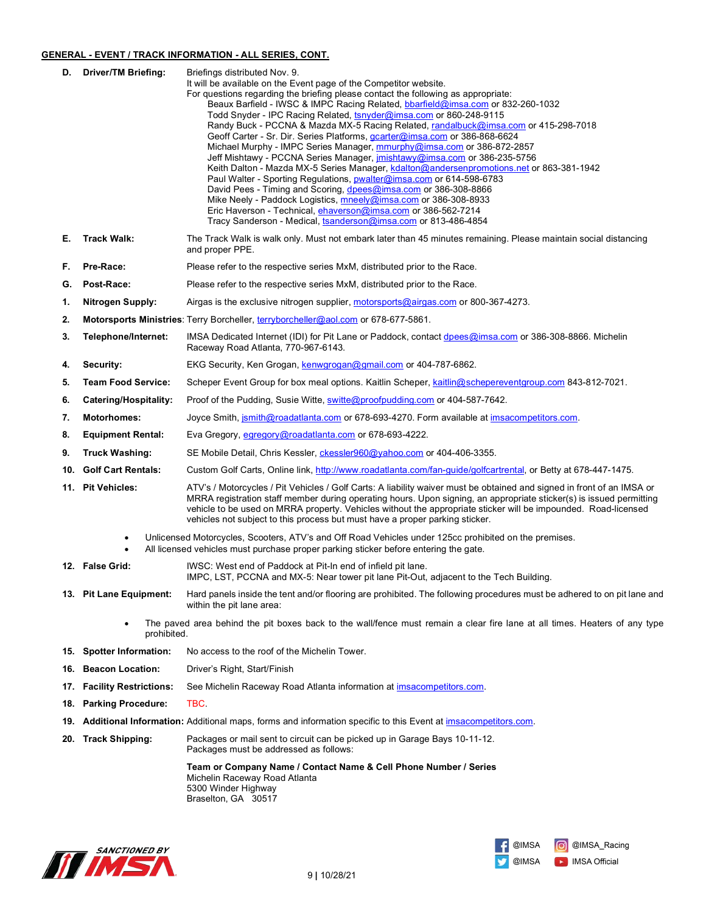**GENERAL - EVENT / TRACK INFORMATION - ALL SERIES, CONT.**

**D. Driver/TM Briefing:** Briefings distributed Nov. 9.
It will be available on the Event page of the Competitor website.
For questions regarding the briefing please contact the following as appropriate:

- Beaux Barfield - IWSC & IMPC Racing Related, bbarfield@imsa.com or 832-260-1032
- Todd Snyder - IPC Racing Related, tsnyder@imsa.com or 860-248-9115
- Randy Buck - PCCNA & Mazda MX-5 Racing Related, randalbuck@imsa.com or 415-298-7018
- Geoff Carter - Sr. Dir. Series Platforms, gcarter@imsa.com or 386-868-6624
- Michael Murphy - IMPC Series Manager, mmurphy@imsa.com or 386-872-2857
- Jeff Mishtawy - PCCNA Series Manager, jmishtawy@imsa.com or 386-235-5756
- Keith Dalton - Mazda MX-5 Series Manager, kdalton@andersenpromotions.net or 863-381-1942
- Paul Walter - Sporting Regulations, pwalter@imsa.com or 614-598-6783
- David Pees - Timing and Scoring, dpees@imsa.com or 386-308-8866
- Mike Neely - Paddock Logistics, mneely@imsa.com or 386-308-8933
- Eric Haverson - Technical, ehaverson@imsa.com or 386-562-7214
- Tracy Sanderson - Medical, tsanderson@imsa.com or 813-486-4854

**E. Track Walk:** The Track Walk is walk only. Must not embark later than 45 minutes remaining. Please maintain social distancing and proper PPE.

**F. Pre-Race:** Please refer to the respective series MxM, distributed prior to the Race.

**G. Post-Race:** Please refer to the respective series MxM, distributed prior to the Race.

**1. Nitrogen Supply:** Airgas is the exclusive nitrogen supplier, motorsports@airgas.com or 800-367-4273.

**2. Motorsports Ministries:** Terry Borcheller, terryborcheller@aol.com or 678-677-5861.

**3. Telephone/Internet:** IMSA Dedicated Internet (IDI) for Pit Lane or Paddock, contact dpees@imsa.com or 386-308-8866. Michelin Raceway Road Atlanta, 770-967-6143.

**4. Security:** EKG Security, Ken Grogan, kenwgrogan@gmail.com or 404-787-6862.

**5. Team Food Service:** Scheper Event Group for box meal options. Kaitlin Scheper, kaitlin@schepereventgroup.com 843-812-7021.

**6. Catering/Hospitality:** Proof of the Pudding, Susie Witte, switte@proofpudding.com or 404-587-7642.

**7. Motorhomes:** Joyce Smith, jsmith@roadatlanta.com or 678-693-4270. Form available at imsacompetitors.com.

**8. Equipment Rental:** Eva Gregory, egregory@roadatlanta.com or 678-693-4222.

**9. Truck Washing:** SE Mobile Detail, Chris Kessler, ckessler960@yahoo.com or 404-406-3355.

**10. Golf Cart Rentals:** Custom Golf Carts, Online link, http://www.roadatlanta.com/fan-guide/golfcartrental, or Betty at 678-447-1475.

**11. Pit Vehicles:** ATV's / Motorcycles / Pit Vehicles / Golf Carts: A liability waiver must be obtained and signed in front of an IMSA or MRRA registration staff member during operating hours. Upon signing, an appropriate sticker(s) is issued permitting vehicle to be used on MRRA property. Vehicles without the appropriate sticker will be impounded. Road-licensed vehicles not subject to this process but must have a proper parking sticker.

- Unlicensed Motorcycles, Scooters, ATV's and Off Road Vehicles under 125cc prohibited on the premises.
- All licensed vehicles must purchase proper parking sticker before entering the gate.

**12. False Grid:** IWSC: West end of Paddock at Pit-In end of infield pit lane.
IMPC, LST, PCCNA and MX-5: Near tower pit lane Pit-Out, adjacent to the Tech Building.

**13. Pit Lane Equipment:** Hard panels inside the tent and/or flooring are prohibited. The following procedures must be adhered to on pit lane and within the pit lane area:

- The paved area behind the pit boxes back to the wall/fence must remain a clear fire lane at all times. Heaters of any type prohibited.

**15. Spotter Information:** No access to the roof of the Michelin Tower.

**16. Beacon Location:** Driver's Right, Start/Finish

**17. Facility Restrictions:** See Michelin Raceway Road Atlanta information at imsacompetitors.com.

**18. Parking Procedure:** TBC.

**19. Additional Information:** Additional maps, forms and information specific to this Event at imsacompetitors.com.

**20. Track Shipping:** Packages or mail sent to circuit can be picked up in Garage Bays 10-11-12.
Packages must be addressed as follows:

**Team or Company Name / Contact Name & Cell Phone Number / Series**
Michelin Raceway Road Atlanta
5300 Winder Highway
Braselton, GA 30517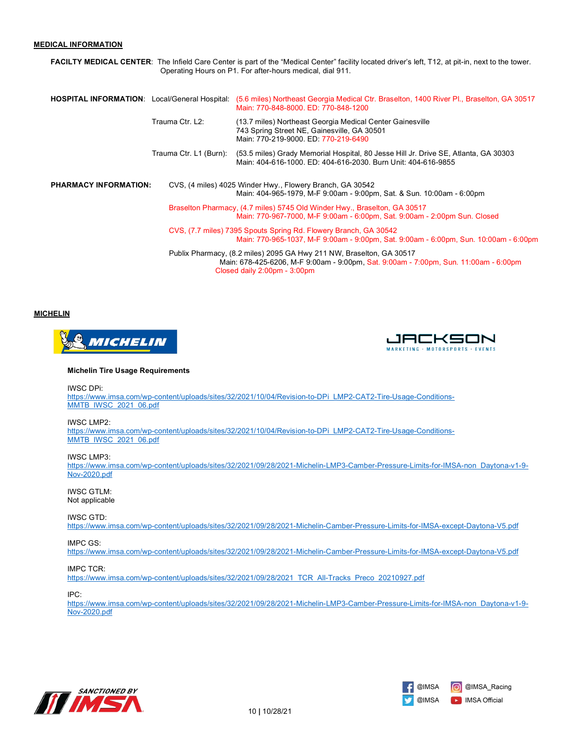## MEDICAL INFORMATION

**FACILTY MEDICAL CENTER**: The Infield Care Center is part of the "Medical Center" facility located driver's left, T12, at pit-in, next to the tower. Operating Hours on P1. For after-hours medical, dial 911.

**HOSPITAL INFORMATION**:

Local/General Hospital: (5.6 miles) Northeast Georgia Medical Ctr. Braselton, 1400 River Pl., Braselton, GA 30517
Main: 770-848-8000. ED: 770-848-1200

Trauma Ctr. L2: (13.7 miles) Northeast Georgia Medical Center Gainesville
743 Spring Street NE, Gainesville, GA 30501
Main: 770-219-9000. ED: 770-219-6490

Trauma Ctr. L1 (Burn): (53.5 miles) Grady Memorial Hospital, 80 Jesse Hill Jr. Drive SE, Atlanta, GA 30303
Main: 404-616-1000. ED: 404-616-2030. Burn Unit: 404-616-9855

**PHARMACY INFORMATION:**

CVS, (4 miles) 4025 Winder Hwy., Flowery Branch, GA 30542
Main: 404-965-1979, M-F 9:00am - 9:00pm, Sat. & Sun. 10:00am - 6:00pm

Braselton Pharmacy, (4.7 miles) 5745 Old Winder Hwy., Braselton, GA 30517
Main: 770-967-7000, M-F 9:00am - 6:00pm, Sat. 9:00am - 2:00pm Sun. Closed

CVS, (7.7 miles) 7395 Spouts Spring Rd. Flowery Branch, GA 30542
Main: 770-965-1037, M-F 9:00am - 9:00pm, Sat. 9:00am - 6:00pm, Sun. 10:00am - 6:00pm

Publix Pharmacy, (8.2 miles) 2095 GA Hwy 211 NW, Braselton, GA 30517
Main: 678-425-6206, M-F 9:00am - 9:00pm, Sat. 9:00am - 7:00pm, Sun. 11:00am - 6:00pm
Closed daily 2:00pm - 3:00pm

## MICHELIN

**Michelin Tire Usage Requirements**

IWSC DPi:
https://www.imsa.com/wp-content/uploads/sites/32/2021/10/04/Revision-to-DPi_LMP2-CAT2-Tire-Usage-Conditions-MMTB_IWSC_2021_06.pdf

IWSC LMP2:
https://www.imsa.com/wp-content/uploads/sites/32/2021/10/04/Revision-to-DPi_LMP2-CAT2-Tire-Usage-Conditions-MMTB_IWSC_2021_06.pdf

IWSC LMP3:
https://www.imsa.com/wp-content/uploads/sites/32/2021/09/28/2021-Michelin-LMP3-Camber-Pressure-Limits-for-IMSA-non_Daytona-v1-9-Nov-2020.pdf

IWSC GTLM:
Not applicable

IWSC GTD:
https://www.imsa.com/wp-content/uploads/sites/32/2021/09/28/2021-Michelin-Camber-Pressure-Limits-for-IMSA-except-Daytona-V5.pdf

IMPC GS:
https://www.imsa.com/wp-content/uploads/sites/32/2021/09/28/2021-Michelin-Camber-Pressure-Limits-for-IMSA-except-Daytona-V5.pdf

IMPC TCR:
https://www.imsa.com/wp-content/uploads/sites/32/2021/09/28/2021_TCR_All-Tracks_Preco_20210927.pdf

IPC:
https://www.imsa.com/wp-content/uploads/sites/32/2021/09/28/2021-Michelin-LMP3-Camber-Pressure-Limits-for-IMSA-non_Daytona-v1-9-Nov-2020.pdf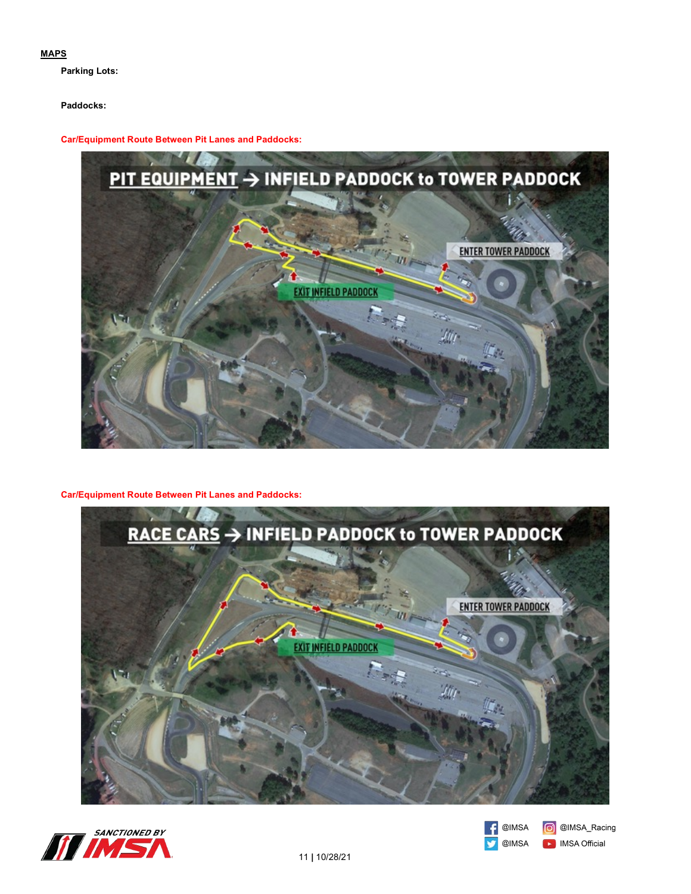## MAPS

**Parking Lots:**

**Paddocks:**

**Car/Equipment Route Between Pit Lanes and Paddocks:**

**Car/Equipment Route Between Pit Lanes and Paddocks:**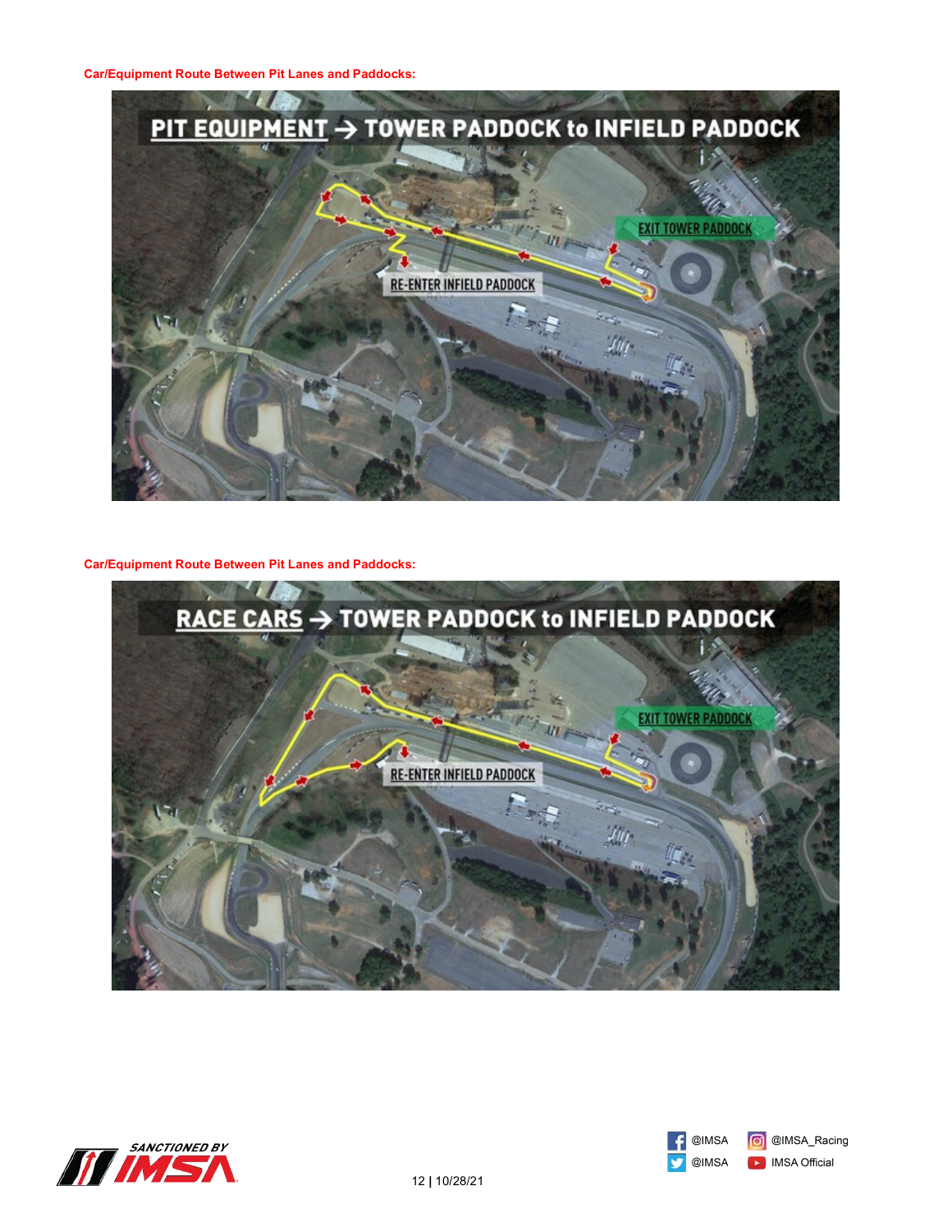**Car/Equipment Route Between Pit Lanes and Paddocks:**

PIT EQUIPMENT → TOWER PADDOCK to INFIELD PADDOCK

EXIT TOWER PADDOCK

RE-ENTER INFIELD PADDOCK

**Car/Equipment Route Between Pit Lanes and Paddocks:**

RACE CARS → TOWER PADDOCK to INFIELD PADDOCK

EXIT TOWER PADDOCK

RE-ENTER INFIELD PADDOCK